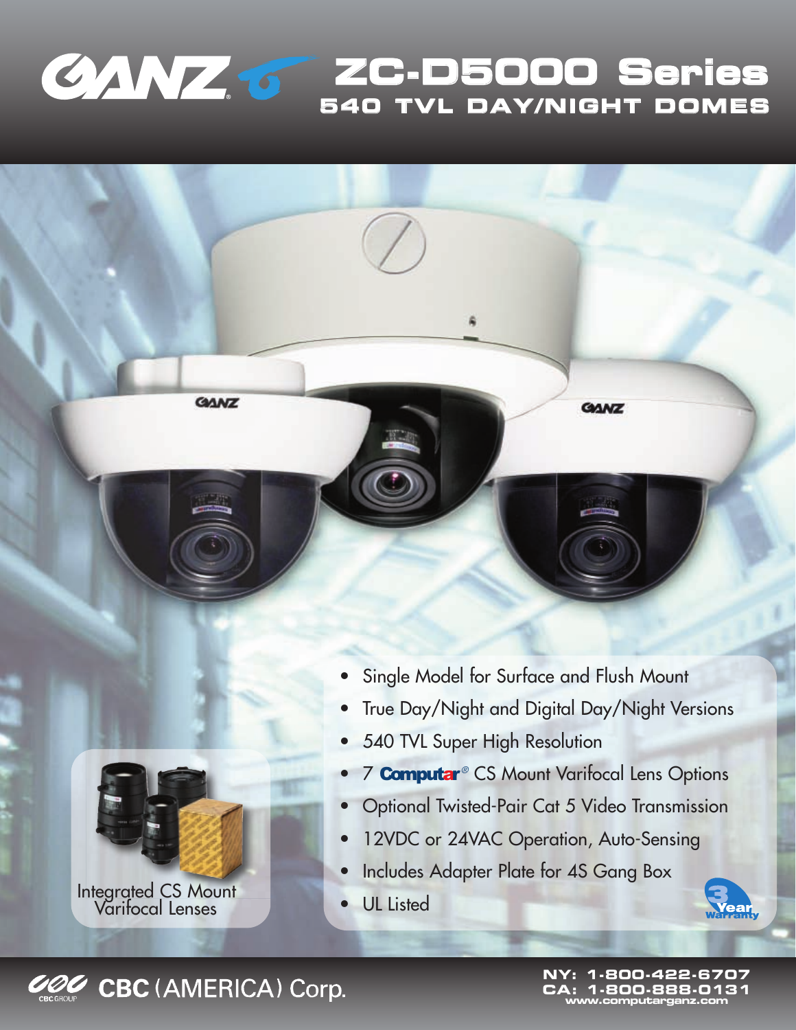# GANZ ZC-D5000 Series

## 540 TVL DAY/NIGHT DOMES

- Single Model for Surface and Flush Mount
- True Day/Night and Digital Day/Night Versions
- 540 TVL Super High Resolution
- 7 Computar® CS Mount Varifocal Lens Options
- Optional Twisted-Pair Cat 5 Video Transmission
- 12VDC or 24VAC Operation, Auto-Sensing
- Includes Adapter Plate for 4S Gang Box
- UL Listed

Integrated CS Mount Varifocal Lenses

3 Year Warranty

CBC (AMERICA) Corp.

NY: 1-800-422-6707
CA: 1-800-888-0131
www.computarganz.com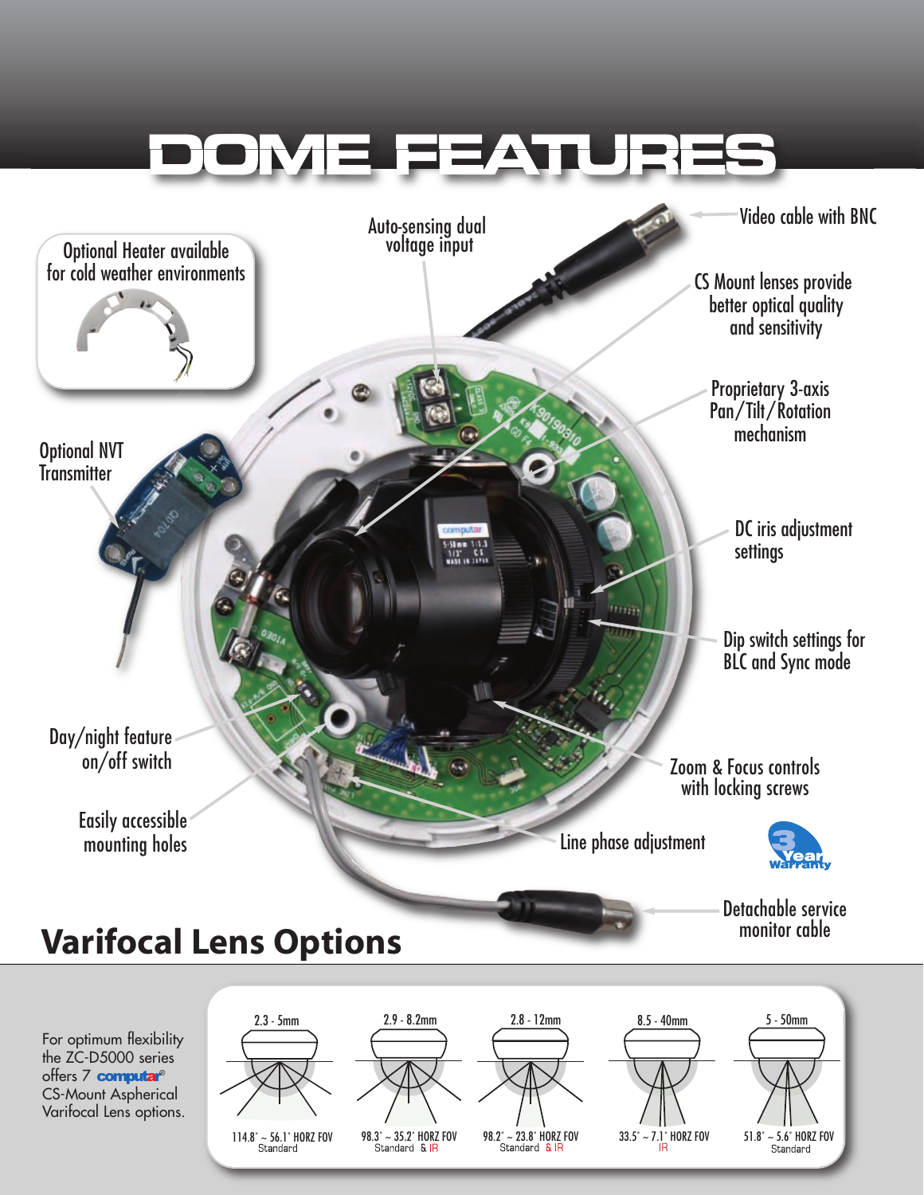# DOME FEATURES

Optional Heater available for cold weather environments

Auto-sensing dual voltage input

Video cable with BNC

CS Mount lenses provide better optical quality and sensitivity

Proprietary 3-axis Pan/Tilt/Rotation mechanism

Optional NVT Transmitter

DC iris adjustment settings

Dip switch settings for BLC and Sync mode

Day/night feature on/off switch

Zoom & Focus controls with locking screws

Easily accessible mounting holes

Line phase adjustment

3 Year Warranty

Detachable service monitor cable

## Varifocal Lens Options

For optimum flexibility the ZC-D5000 series offers 7 computar® CS-Mount Aspherical Varifocal Lens options.

| 2.3 - 5mm | 2.9 - 8.2mm | 2.8 - 12mm | 8.5 - 40mm | 5 - 50mm |
|---|---|---|---|---|
| 114.8˚ ~ 56.1˚ HORZ FOV Standard | 98.3˚ ~ 35.2˚ HORZ FOV Standard & IR | 98.2˚ ~ 23.8˚ HORZ FOV Standard & IR | 33.5˚ ~ 7.1˚ HORZ FOV IR | 51.8˚ ~ 5.6˚ HORZ FOV Standard |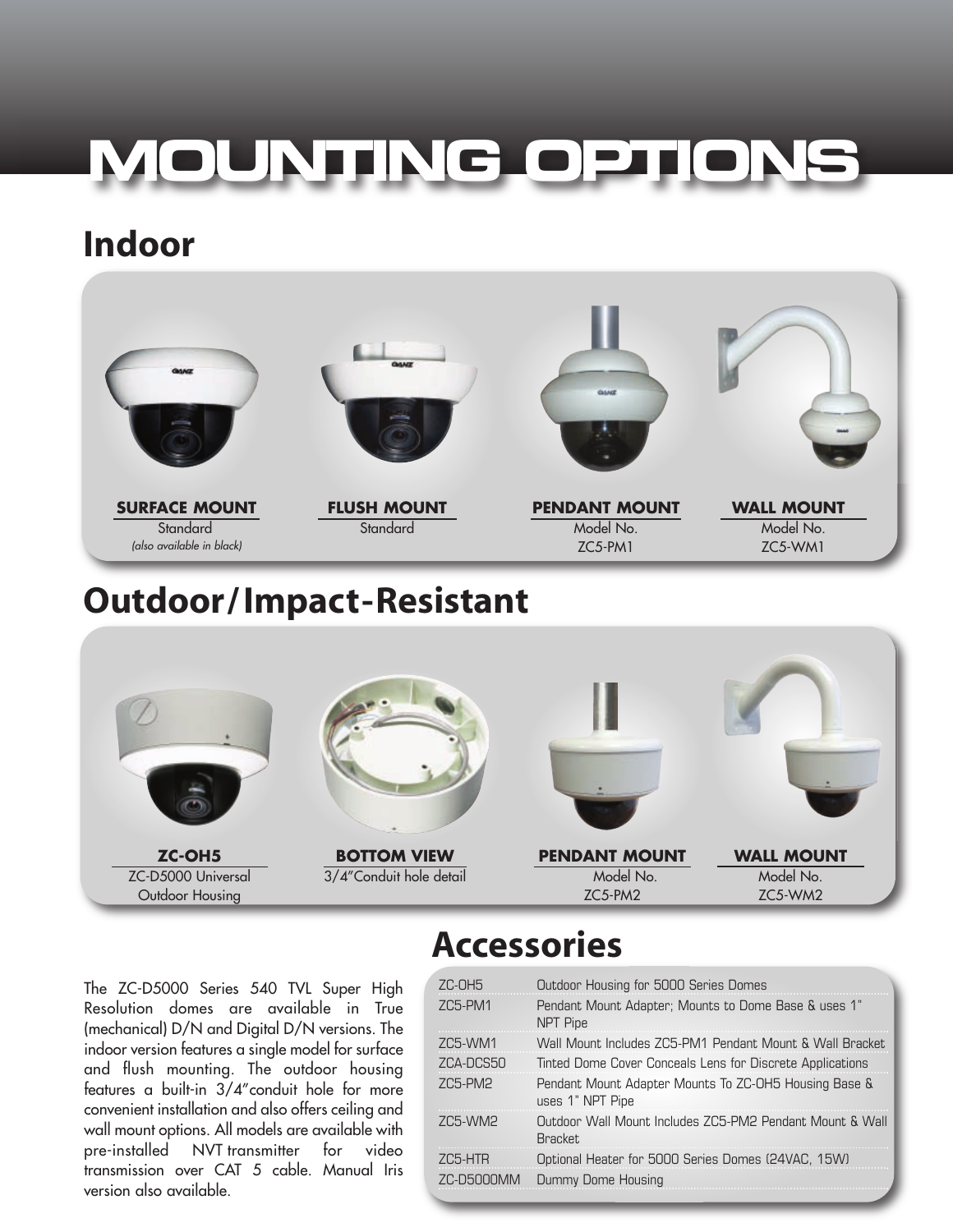# MOUNTING OPTIONS

## Indoor

**SURFACE MOUNT**
Standard
*(also available in black)*

**FLUSH MOUNT**
Standard

**PENDANT MOUNT**
Model No.
ZC5-PM1

**WALL MOUNT**
Model No.
ZC5-WM1

## Outdoor/Impact-Resistant

**ZC-OH5**
ZC-D5000 Universal Outdoor Housing

**BOTTOM VIEW**
3/4"Conduit hole detail

**PENDANT MOUNT**
Model No.
ZC5-PM2

**WALL MOUNT**
Model No.
ZC5-WM2

The ZC-D5000 Series 540 TVL Super High Resolution domes are available in True (mechanical) D/N and Digital D/N versions. The indoor version features a single model for surface and flush mounting. The outdoor housing features a built-in 3/4"conduit hole for more convenient installation and also offers ceiling and wall mount options. All models are available with pre-installed NVT transmitter for video transmission over CAT 5 cable. Manual Iris version also available.

## Accessories

| | |
|---|---|
| ZC-OH5 | Outdoor Housing for 5000 Series Domes |
| ZC5-PM1 | Pendant Mount Adapter; Mounts to Dome Base & uses 1" NPT Pipe |
| ZC5-WM1 | Wall Mount Includes ZC5-PM1 Pendant Mount & Wall Bracket |
| ZCA-DCS50 | Tinted Dome Cover Conceals Lens for Discrete Applications |
| ZC5-PM2 | Pendant Mount Adapter Mounts To ZC-OH5 Housing Base & uses 1" NPT Pipe |
| ZC5-WM2 | Outdoor Wall Mount Includes ZC5-PM2 Pendant Mount & Wall Bracket |
| ZC5-HTR | Optional Heater for 5000 Series Domes (24VAC, 15W) |
| ZC-D5000MM | Dummy Dome Housing |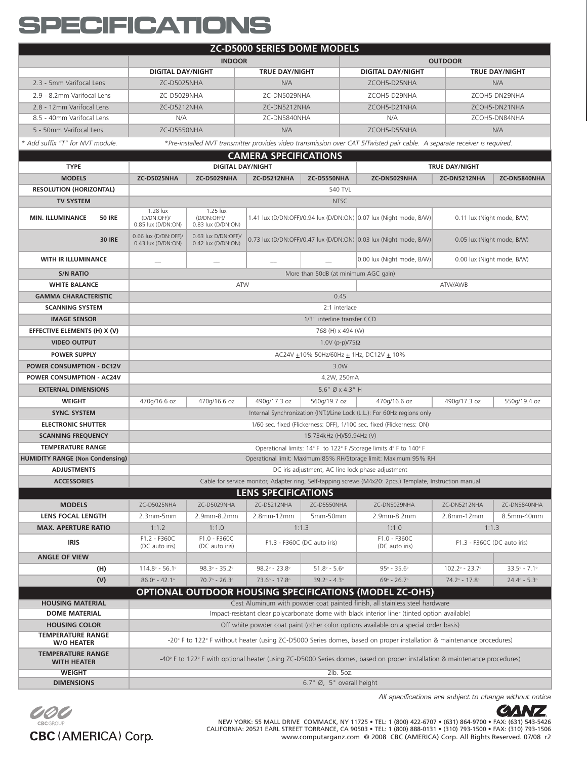# SPECIFICATIONS

## ZC-D5000 SERIES DOME MODELS

| | INDOOR | | OUTDOOR | |
|---|---|---|---|---|
| | DIGITAL DAY/NIGHT | TRUE DAY/NIGHT | DIGITAL DAY/NIGHT | TRUE DAY/NIGHT |
| 2.3 - 5mm Varifocal Lens | ZC-D5025NHA | N/A | ZCOH5-D25NHA | N/A |
| 2.9 - 8.2mm Varifocal Lens | ZC-D5029NHA | ZC-DN5029NHA | ZCOH5-D29NHA | ZCOH5-DN29NHA |
| 2.8 - 12mm Varifocal Lens | ZC-D5212NHA | ZC-DN5212NHA | ZCOH5-D21NHA | ZCOH5-DN21NHA |
| 8.5 - 40mm Varifocal Lens | N/A | ZC-DN5840NHA | N/A | ZCOH5-DN84NHA |
| 5 - 50mm Varifocal Lens | ZC-D5550NHA | N/A | ZCOH5-D55NHA | N/A |

*\* Add suffix "T" for NVT module.* *\*Pre-installed NVT transmitter provides video transmission over CAT 5/Twisted pair cable. A separate receiver is required.*

## CAMERA SPECIFICATIONS

| TYPE | DIGITAL DAY/NIGHT | | | | TRUE DAY/NIGHT | | |
|---|---|---|---|---|---|---|---|
| MODELS | ZC-D5025NHA | ZC-D5029NHA | ZC-D5212NHA | ZC-D5550NHA | ZC-DN5029NHA | ZC-DN5212NHA | ZC-DN5840NHA |
| RESOLUTION (HORIZONTAL) | 540 TVL | | | | | | |
| TV SYSTEM | NTSC | | | | | | |
| MIN. ILLUMINANCE 50 IRE | 1.28 lux (D/DN:OFF)/ 0.85 lux (D/DN:ON) | 1.25 lux (D/DN:OFF)/ 0.83 lux (D/DN:ON) | 1.41 lux (D/DN:OFF)/0.94 lux (D/DN:ON) | | 0.07 lux (Night mode, B/W) | 0.11 lux (Night mode, B/W) | |
| 30 IRE | 0.66 lux (D/DN:OFF)/ 0.43 lux (D/DN:ON) | 0.63 lux D/DN:OFF)/ 0.42 lux (D/DN:ON) | 0.73 lux (D/DN:OFF)/0.47 lux (D/DN:ON) | | 0.03 lux (Night mode, B/W) | 0.05 lux (Night mode, B/W) | |
| WITH IR ILLUMINANCE | — | — | — | — | 0.00 lux (Night mode, B/W) | 0.00 lux (Night mode, B/W) | |
| S/N RATIO | More than 50dB (at minimum AGC gain) | | | | | | |
| WHITE BALANCE | ATW | | | | ATW/AWB | | |
| GAMMA CHARACTERISTIC | 0.45 | | | | | | |
| SCANNING SYSTEM | 2:1 interlace | | | | | | |
| IMAGE SENSOR | 1/3" interline transfer CCD | | | | | | |
| EFFECTIVE ELEMENTS (H) X (V) | 768 (H) x 494 (W) | | | | | | |
| VIDEO OUTPUT | 1.0V (p-p)/75Ω | | | | | | |
| POWER SUPPLY | AC24V ±10% 50Hz/60Hz ± 1Hz, DC12V ± 10% | | | | | | |
| POWER CONSUMPTION - DC12V | 3.0W | | | | | | |
| POWER CONSUMPTION - AC24V | 4.2W, 250mA | | | | | | |
| EXTERNAL DIMENSIONS | 5.6" Ø x 4.3" H | | | | | | |
| WEIGHT | 470g/16.6 oz | 470g/16.6 oz | 490g/17.3 oz | 560g/19.7 oz | 470g/16.6 oz | 490g/17.3 oz | 550g/19.4 oz |
| SYNC. SYSTEM | Internal Synchronization (INT.)/Line Lock (L.L.): For 60Hz regions only | | | | | | |
| ELECTRONIC SHUTTER | 1/60 sec. fixed (Flickerness: OFF), 1/100 sec. fixed (Flickerness: ON) | | | | | | |
| SCANNING FREQUENCY | 15.734kHz (H)/59.94Hz (V) | | | | | | |
| TEMPERATURE RANGE | Operational limits: 14° F to 122° F /Storage limits 4° F to 140° F | | | | | | |
| HUMIDITY RANGE (Non Condensing) | Operational limit: Maximum 85% RH/Storage limit: Maximum 95% RH | | | | | | |
| ADJUSTMENTS | DC iris adjustment, AC line lock phase adjustment | | | | | | |
| ACCESSORIES | Cable for service monitor, Adapter ring, Self-tapping screws (M4x20: 2pcs.) Template, Instruction manual | | | | | | |

## LENS SPECIFICATIONS

| MODELS | ZC-D5025NHA | ZC-D5029NHA | ZC-D5212NHA | ZC-D5550NHA | ZC-DN5029NHA | ZC-DN5212NHA | ZC-DN5840NHA |
|---|---|---|---|---|---|---|---|
| LENS FOCAL LENGTH | 2.3mm-5mm | 2.9mm-8.2mm | 2.8mm-12mm | 5mm-50mm | 2.9mm-8.2mm | 2.8mm-12mm | 8.5mm-40mm |
| MAX. APERTURE RATIO | 1:1.2 | 1:1.0 | 1:1.3 | | 1:1.0 | 1:1.3 | |
| IRIS | F1.2 - F360C (DC auto iris) | F1.0 - F360C (DC auto iris) | F1.3 - F360C (DC auto iris) | | F1.0 - F360C (DC auto iris) | F1.3 - F360C (DC auto iris) | |
| ANGLE OF VIEW | | | | | | | |
| (H) | 114.8° - 56.1° | 98.3° - 35.2° | 98.2° - 23.8° | 51.8° - 5.6° | 95° - 35.6° | 102.2° - 23.7° | 33.5° - 7.1° |
| (V) | 86.0° - 42.1° | 70.7° - 26.3° | 73.6° - 17.8° | 39.2° - 4.3° | 69° - 26.7° | 74.2° - 17.8° | 24.4° - 5.3° |

## OPTIONAL OUTDOOR HOUSING SPECIFICATIONS (MODEL ZC-OH5)

| | |
|---|---|
| HOUSING MATERIAL | Cast Aluminum with powder coat painted finish, all stainless steel hardware |
| DOME MATERIAL | Impact-resistant clear polycarbonate dome with black interior liner (tinted option available) |
| HOUSING COLOR | Off white powder coat paint (other color options available on a special order basis) |
| TEMPERATURE RANGE W/O HEATER | -20° F to 122° F without heater (using ZC-D5000 Series domes, based on proper installation & maintenance procedures) |
| TEMPERATURE RANGE WITH HEATER | -40° F to 122° F with optional heater (using ZC-D5000 Series domes, based on proper installation & maintenance procedures) |
| WEIGHT | 2lb. 5oz. |
| DIMENSIONS | 6.7" Ø, 5" overall height |

*All specifications are subject to change without notice*

CBC GROUP
CBC (AMERICA) Corp.

GANZ

NEW YORK: 55 MALL DRIVE COMMACK, NY 11725 • TEL: 1 (800) 422-6707 • (631) 864-9700 • FAX: (631) 543-5426
CALIFORNIA: 20521 EARL STREET TORRANCE, CA 90503 • TEL: 1 (800) 888-0131 • (310) 793-1500 • FAX: (310) 793-1506
www.computarganz.com © 2008 CBC (AMERICA) Corp. All Rights Reserved. 07/08 r2